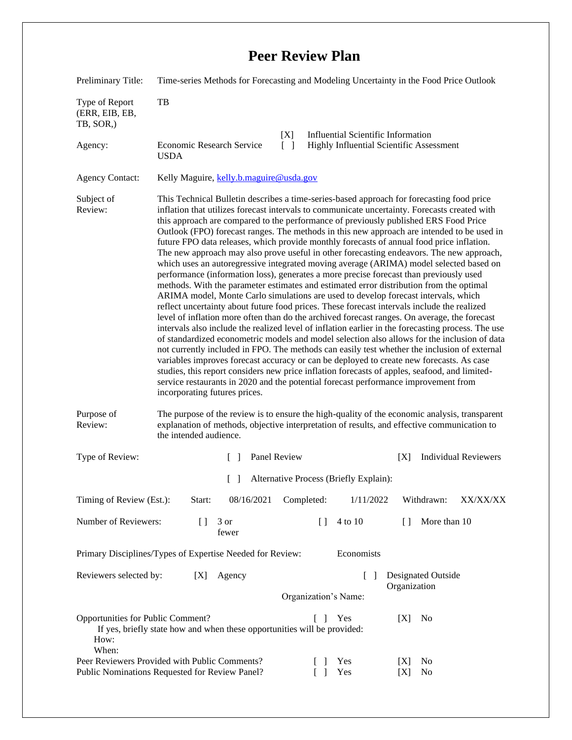# Peer Review Plan

| | |
|---|---|
| Preliminary Title: | Time-series Methods for Forecasting and Modeling Uncertainty in the Food Price Outlook |
| Type of Report (ERR, EIB, EB, TB, SOR,) | TB |
| Agency: | Economic Research Service USDA |

[X] Influential Scientific Information
[ ] Highly Influential Scientific Assessment

Agency Contact: Kelly Maguire, kelly.b.maguire@usda.gov

**Subject of Review:** This Technical Bulletin describes a time-series-based approach for forecasting food price inflation that utilizes forecast intervals to communicate uncertainty. Forecasts created with this approach are compared to the performance of previously published ERS Food Price Outlook (FPO) forecast ranges. The methods in this new approach are intended to be used in future FPO data releases, which provide monthly forecasts of annual food price inflation. The new approach may also prove useful in other forecasting endeavors. The new approach, which uses an autoregressive integrated moving average (ARIMA) model selected based on performance (information loss), generates a more precise forecast than previously used methods. With the parameter estimates and estimated error distribution from the optimal ARIMA model, Monte Carlo simulations are used to develop forecast intervals, which reflect uncertainty about future food prices. These forecast intervals include the realized level of inflation more often than do the archived forecast ranges. On average, the forecast intervals also include the realized level of inflation earlier in the forecasting process. The use of standardized econometric models and model selection also allows for the inclusion of data not currently included in FPO. The methods can easily test whether the inclusion of external variables improves forecast accuracy or can be deployed to create new forecasts. As case studies, this report considers new price inflation forecasts of apples, seafood, and limited-service restaurants in 2020 and the potential forecast performance improvement from incorporating futures prices.

**Purpose of Review:** The purpose of the review is to ensure the high-quality of the economic analysis, transparent explanation of methods, objective interpretation of results, and effective communication to the intended audience.

Type of Review: [ ] Panel Review [X] Individual Reviewers

[ ] Alternative Process (Briefly Explain):

Timing of Review (Est.): Start: 08/16/2021 Completed: 1/11/2022 Withdrawn: XX/XX/XX

Number of Reviewers: [ ] 3 or fewer [ ] 4 to 10 [ ] More than 10

Primary Disciplines/Types of Expertise Needed for Review: Economists

Reviewers selected by: [X] Agency [ ] Designated Outside Organization

Organization's Name:

Opportunities for Public Comment? [ ] Yes [X] No

If yes, briefly state how and when these opportunities will be provided:

How:

When:

Peer Reviewers Provided with Public Comments? [ ] Yes [X] No

Public Nominations Requested for Review Panel? [ ] Yes [X] No